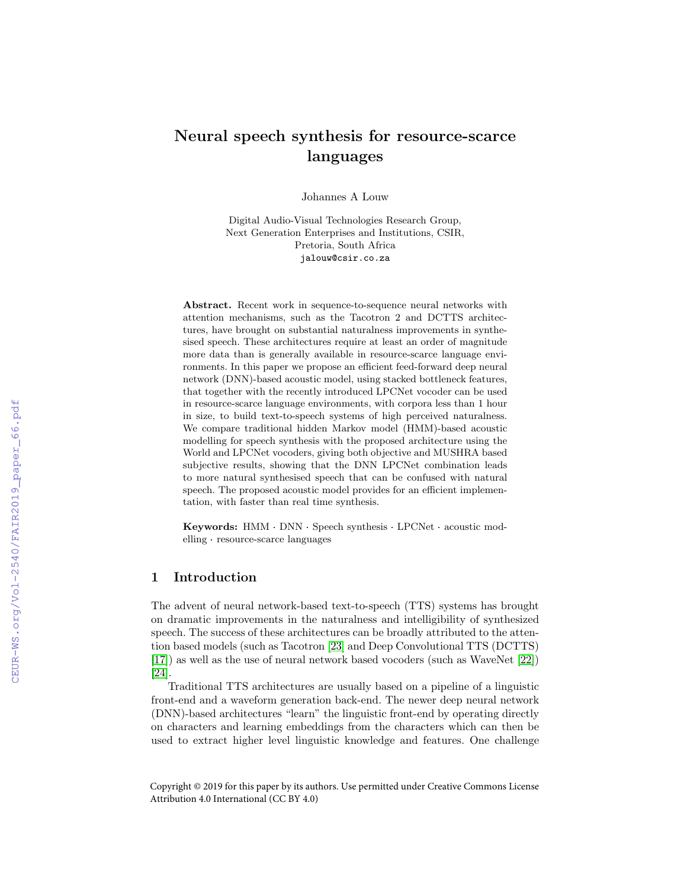# Neural speech synthesis for resource-scarce languages

Johannes A Louw

Digital Audio-Visual Technologies Research Group,
Next Generation Enterprises and Institutions, CSIR,
Pretoria, South Africa
jalouw@csir.co.za

**Abstract.** Recent work in sequence-to-sequence neural networks with attention mechanisms, such as the Tacotron 2 and DCTTS architectures, have brought on substantial naturalness improvements in synthesised speech. These architectures require at least an order of magnitude more data than is generally available in resource-scarce language environments. In this paper we propose an efficient feed-forward deep neural network (DNN)-based acoustic model, using stacked bottleneck features, that together with the recently introduced LPCNet vocoder can be used in resource-scarce language environments, with corpora less than 1 hour in size, to build text-to-speech systems of high perceived naturalness. We compare traditional hidden Markov model (HMM)-based acoustic modelling for speech synthesis with the proposed architecture using the World and LPCNet vocoders, giving both objective and MUSHRA based subjective results, showing that the DNN LPCNet combination leads to more natural synthesised speech that can be confused with natural speech. The proposed acoustic model provides for an efficient implementation, with faster than real time synthesis.

**Keywords:** HMM · DNN · Speech synthesis · LPCNet · acoustic modelling · resource-scarce languages

## 1 Introduction

The advent of neural network-based text-to-speech (TTS) systems has brought on dramatic improvements in the naturalness and intelligibility of synthesized speech. The success of these architectures can be broadly attributed to the attention based models (such as Tacotron [23] and Deep Convolutional TTS (DCTTS) [17]) as well as the use of neural network based vocoders (such as WaveNet [22]) [24].

Traditional TTS architectures are usually based on a pipeline of a linguistic front-end and a waveform generation back-end. The newer deep neural network (DNN)-based architectures "learn" the linguistic front-end by operating directly on characters and learning embeddings from the characters which can then be used to extract higher level linguistic knowledge and features. One challenge

Copyright © 2019 for this paper by its authors. Use permitted under Creative Commons License Attribution 4.0 International (CC BY 4.0)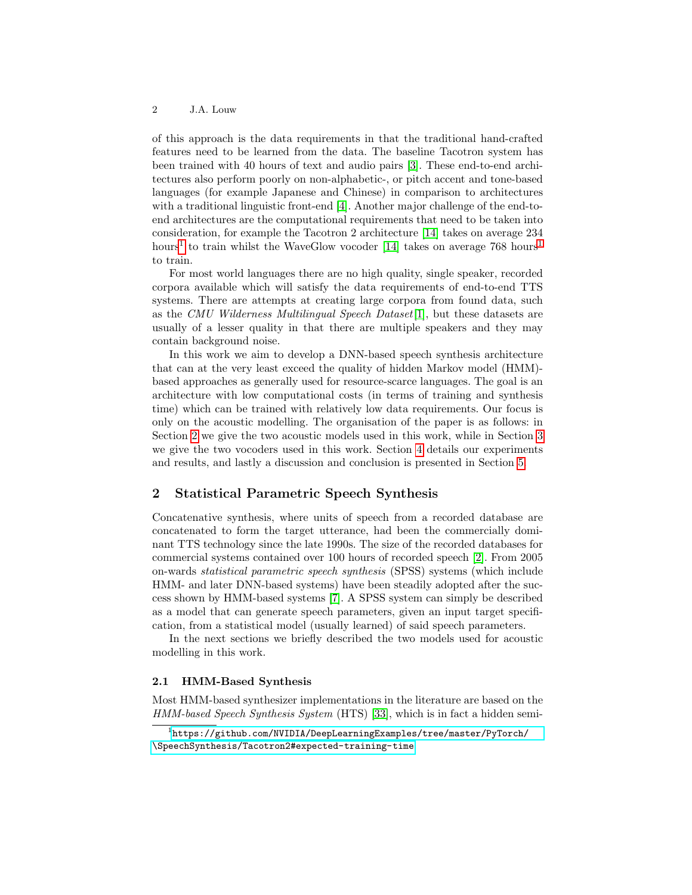of this approach is the data requirements in that the traditional hand-crafted features need to be learned from the data. The baseline Tacotron system has been trained with 40 hours of text and audio pairs [3]. These end-to-end architectures also perform poorly on non-alphabetic-, or pitch accent and tone-based languages (for example Japanese and Chinese) in comparison to architectures with a traditional linguistic front-end [4]. Another major challenge of the end-to-end architectures are the computational requirements that need to be taken into consideration, for example the Tacotron 2 architecture [14] takes on average 234 hours[1] to train whilst the WaveGlow vocoder [14] takes on average 768 hours[1] to train.

For most world languages there are no high quality, single speaker, recorded corpora available which will satisfy the data requirements of end-to-end TTS systems. There are attempts at creating large corpora from found data, such as the *CMU Wilderness Multilingual Speech Dataset* [1], but these datasets are usually of a lesser quality in that there are multiple speakers and they may contain background noise.

In this work we aim to develop a DNN-based speech synthesis architecture that can at the very least exceed the quality of hidden Markov model (HMM)-based approaches as generally used for resource-scarce languages. The goal is an architecture with low computational costs (in terms of training and synthesis time) which can be trained with relatively low data requirements. Our focus is only on the acoustic modelling. The organisation of the paper is as follows: in Section 2 we give the two acoustic models used in this work, while in Section 3 we give the two vocoders used in this work. Section 4 details our experiments and results, and lastly a discussion and conclusion is presented in Section 5.

## 2 Statistical Parametric Speech Synthesis

Concatenative synthesis, where units of speech from a recorded database are concatenated to form the target utterance, had been the commercially dominant TTS technology since the late 1990s. The size of the recorded databases for commercial systems contained over 100 hours of recorded speech [2]. From 2005 on-wards *statistical parametric speech synthesis* (SPSS) systems (which include HMM- and later DNN-based systems) have been steadily adopted after the success shown by HMM-based systems [7]. A SPSS system can simply be described as a model that can generate speech parameters, given an input target specification, from a statistical model (usually learned) of said speech parameters.

In the next sections we briefly described the two models used for acoustic modelling in this work.

### 2.1 HMM-Based Synthesis

Most HMM-based synthesizer implementations in the literature are based on the *HMM-based Speech Synthesis System* (HTS) [33], which is in fact a hidden semi-

[1] https://github.com/NVIDIA/DeepLearningExamples/tree/master/PyTorch/\SpeechSynthesis/Tacotron2#expected-training-time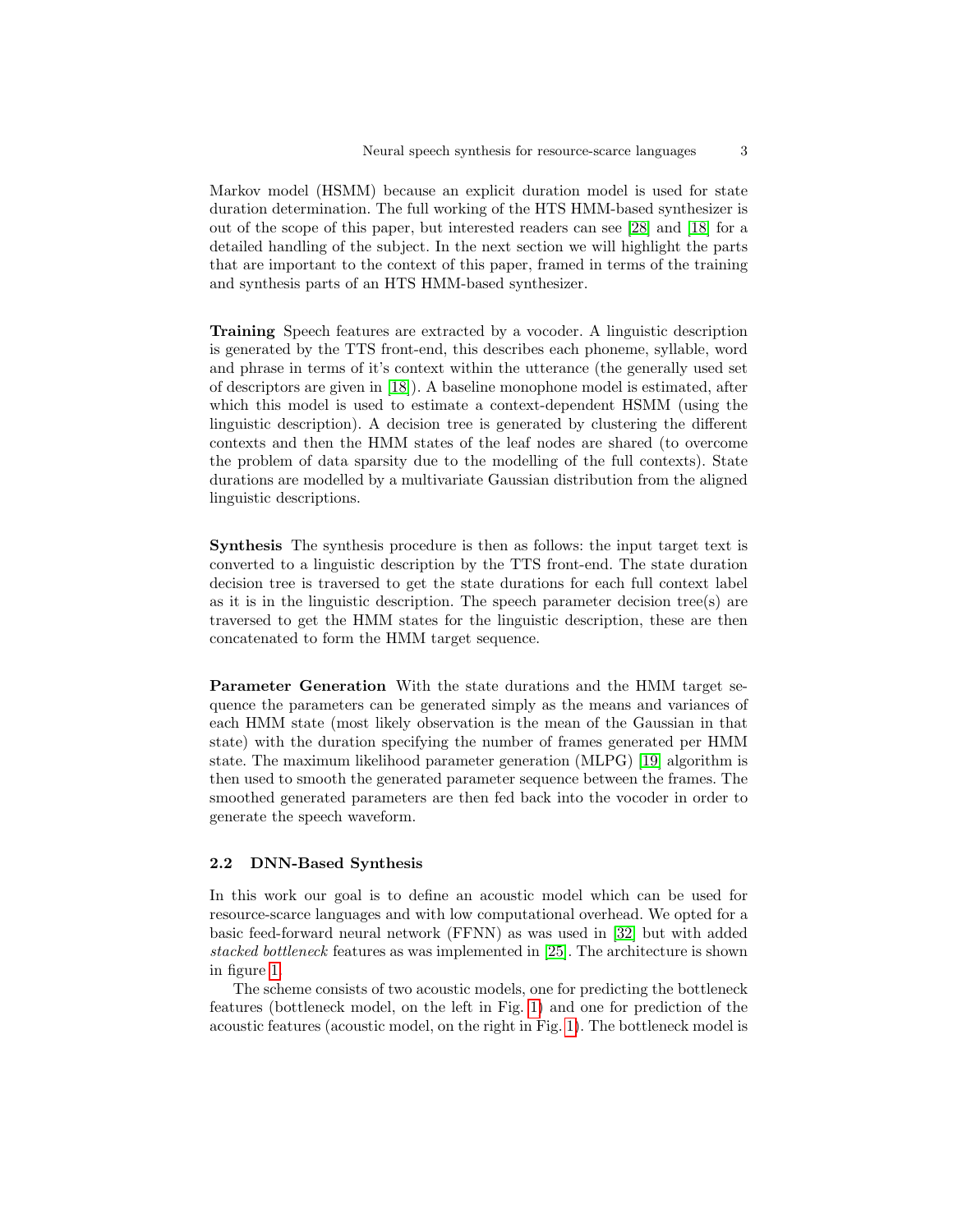Markov model (HSMM) because an explicit duration model is used for state duration determination. The full working of the HTS HMM-based synthesizer is out of the scope of this paper, but interested readers can see [28] and [18] for a detailed handling of the subject. In the next section we will highlight the parts that are important to the context of this paper, framed in terms of the training and synthesis parts of an HTS HMM-based synthesizer.

**Training** Speech features are extracted by a vocoder. A linguistic description is generated by the TTS front-end, this describes each phoneme, syllable, word and phrase in terms of it's context within the utterance (the generally used set of descriptors are given in [18]). A baseline monophone model is estimated, after which this model is used to estimate a context-dependent HSMM (using the linguistic description). A decision tree is generated by clustering the different contexts and then the HMM states of the leaf nodes are shared (to overcome the problem of data sparsity due to the modelling of the full contexts). State durations are modelled by a multivariate Gaussian distribution from the aligned linguistic descriptions.

**Synthesis** The synthesis procedure is then as follows: the input target text is converted to a linguistic description by the TTS front-end. The state duration decision tree is traversed to get the state durations for each full context label as it is in the linguistic description. The speech parameter decision tree(s) are traversed to get the HMM states for the linguistic description, these are then concatenated to form the HMM target sequence.

**Parameter Generation** With the state durations and the HMM target sequence the parameters can be generated simply as the means and variances of each HMM state (most likely observation is the mean of the Gaussian in that state) with the duration specifying the number of frames generated per HMM state. The maximum likelihood parameter generation (MLPG) [19] algorithm is then used to smooth the generated parameter sequence between the frames. The smoothed generated parameters are then fed back into the vocoder in order to generate the speech waveform.

### 2.2 DNN-Based Synthesis

In this work our goal is to define an acoustic model which can be used for resource-scarce languages and with low computational overhead. We opted for a basic feed-forward neural network (FFNN) as was used in [32] but with added *stacked bottleneck* features as was implemented in [25]. The architecture is shown in figure 1.

The scheme consists of two acoustic models, one for predicting the bottleneck features (bottleneck model, on the left in Fig. 1) and one for prediction of the acoustic features (acoustic model, on the right in Fig. 1). The bottleneck model is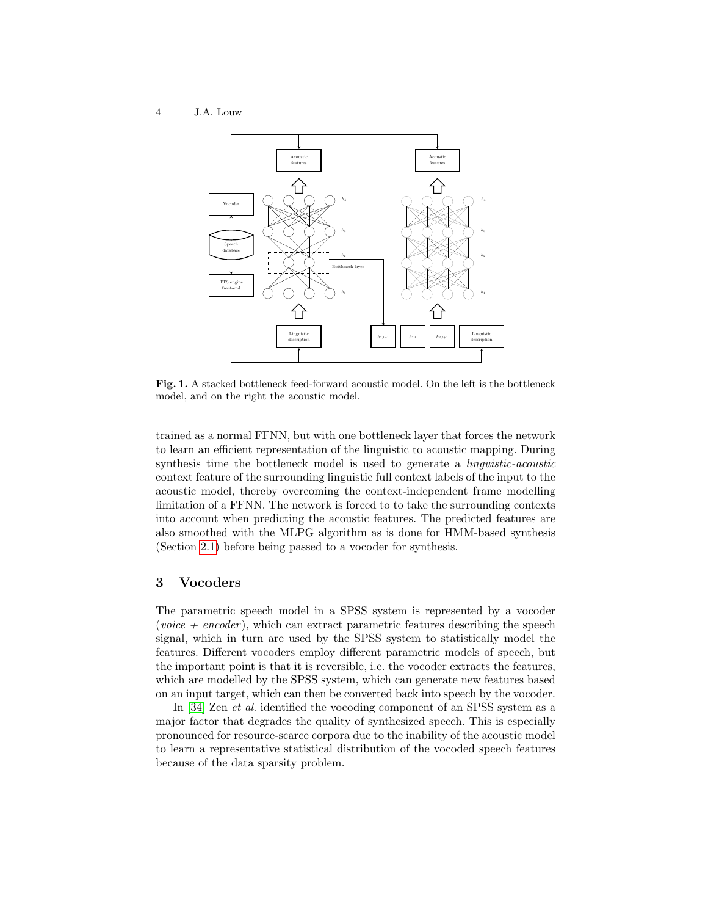**Fig. 1.** A stacked bottleneck feed-forward acoustic model. On the left is the bottleneck model, and on the right the acoustic model.

trained as a normal FFNN, but with one bottleneck layer that forces the network to learn an efficient representation of the linguistic to acoustic mapping. During synthesis time the bottleneck model is used to generate a *linguistic-acoustic* context feature of the surrounding linguistic full context labels of the input to the acoustic model, thereby overcoming the context-independent frame modelling limitation of a FFNN. The network is forced to to take the surrounding contexts into account when predicting the acoustic features. The predicted features are also smoothed with the MLPG algorithm as is done for HMM-based synthesis (Section 2.1) before being passed to a vocoder for synthesis.

## 3 Vocoders

The parametric speech model in a SPSS system is represented by a vocoder (*voice + encoder*), which can extract parametric features describing the speech signal, which in turn are used by the SPSS system to statistically model the features. Different vocoders employ different parametric models of speech, but the important point is that it is reversible, i.e. the vocoder extracts the features, which are modelled by the SPSS system, which can generate new features based on an input target, which can then be converted back into speech by the vocoder.

In [34] Zen *et al*. identified the vocoding component of an SPSS system as a major factor that degrades the quality of synthesized speech. This is especially pronounced for resource-scarce corpora due to the inability of the acoustic model to learn a representative statistical distribution of the vocoded speech features because of the data sparsity problem.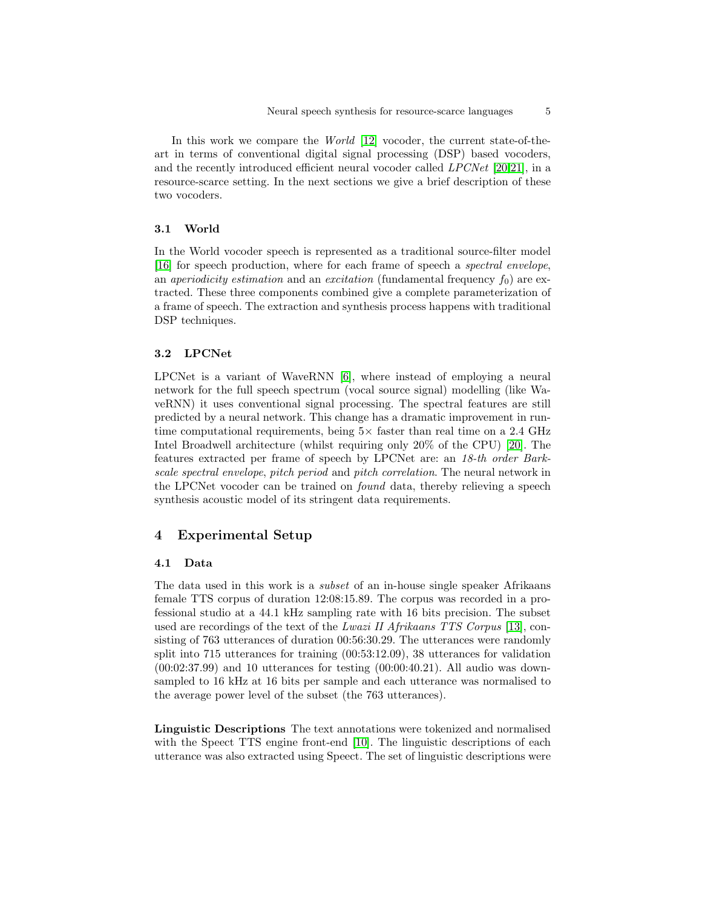In this work we compare the *World* [12] vocoder, the current state-of-the-art in terms of conventional digital signal processing (DSP) based vocoders, and the recently introduced efficient neural vocoder called *LPCNet* [20,21], in a resource-scarce setting. In the next sections we give a brief description of these two vocoders.

### 3.1 World

In the World vocoder speech is represented as a traditional source-filter model [16] for speech production, where for each frame of speech a *spectral envelope*, an *aperiodicity estimation* and an *excitation* (fundamental frequency $f_0$) are extracted. These three components combined give a complete parameterization of a frame of speech. The extraction and synthesis process happens with traditional DSP techniques.

### 3.2 LPCNet

LPCNet is a variant of WaveRNN [6], where instead of employing a neural network for the full speech spectrum (vocal source signal) modelling (like WaveRNN) it uses conventional signal processing. The spectral features are still predicted by a neural network. This change has a dramatic improvement in run-time computational requirements, being 5× faster than real time on a 2.4 GHz Intel Broadwell architecture (whilst requiring only 20% of the CPU) [20]. The features extracted per frame of speech by LPCNet are: an *18-th order Bark-scale spectral envelope*, *pitch period* and *pitch correlation*. The neural network in the LPCNet vocoder can be trained on *found* data, thereby relieving a speech synthesis acoustic model of its stringent data requirements.

## 4 Experimental Setup

### 4.1 Data

The data used in this work is a *subset* of an in-house single speaker Afrikaans female TTS corpus of duration 12:08:15.89. The corpus was recorded in a professional studio at a 44.1 kHz sampling rate with 16 bits precision. The subset used are recordings of the text of the *Lwazi II Afrikaans TTS Corpus* [13], consisting of 763 utterances of duration 00:56:30.29. The utterances were randomly split into 715 utterances for training (00:53:12.09), 38 utterances for validation (00:02:37.99) and 10 utterances for testing (00:00:40.21). All audio was down-sampled to 16 kHz at 16 bits per sample and each utterance was normalised to the average power level of the subset (the 763 utterances).

**Linguistic Descriptions** The text annotations were tokenized and normalised with the Speect TTS engine front-end [10]. The linguistic descriptions of each utterance was also extracted using Speect. The set of linguistic descriptions were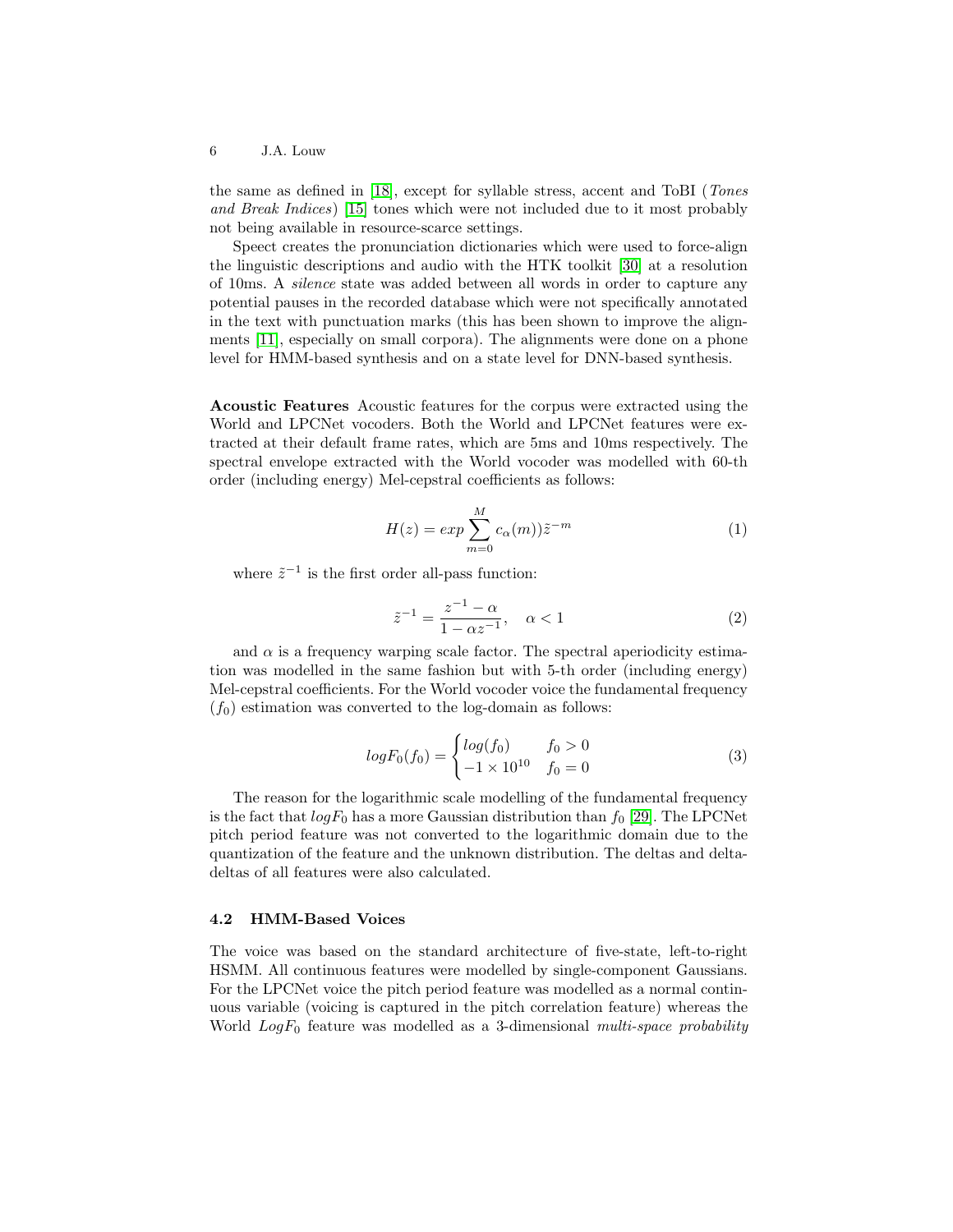the same as defined in [18], except for syllable stress, accent and ToBI (*Tones and Break Indices*) [15] tones which were not included due to it most probably not being available in resource-scarce settings.

Speect creates the pronunciation dictionaries which were used to force-align the linguistic descriptions and audio with the HTK toolkit [30] at a resolution of 10ms. A *silence* state was added between all words in order to capture any potential pauses in the recorded database which were not specifically annotated in the text with punctuation marks (this has been shown to improve the alignments [11], especially on small corpora). The alignments were done on a phone level for HMM-based synthesis and on a state level for DNN-based synthesis.

**Acoustic Features** Acoustic features for the corpus were extracted using the World and LPCNet vocoders. Both the World and LPCNet features were extracted at their default frame rates, which are 5ms and 10ms respectively. The spectral envelope extracted with the World vocoder was modelled with 60-th order (including energy) Mel-cepstral coefficients as follows:

$$H(z) = exp \sum_{m=0}^{M} c_{\alpha}(m))\tilde{z}^{-m} \tag{1}$$

where $\tilde{z}^{-1}$ is the first order all-pass function:

$$\tilde{z}^{-1} = \frac{z^{-1} - \alpha}{1 - \alpha z^{-1}}, \quad \alpha < 1 \tag{2}$$

and $\alpha$ is a frequency warping scale factor. The spectral aperiodicity estimation was modelled in the same fashion but with 5-th order (including energy) Mel-cepstral coefficients. For the World vocoder voice the fundamental frequency ($f_0$) estimation was converted to the log-domain as follows:

$$logF_0(f_0) = \begin{cases} log(f_0) & f_0 > 0 \\ -1 \times 10^{10} & f_0 = 0 \end{cases} \tag{3}$$

The reason for the logarithmic scale modelling of the fundamental frequency is the fact that $logF_0$ has a more Gaussian distribution than $f_0$ [29]. The LPCNet pitch period feature was not converted to the logarithmic domain due to the quantization of the feature and the unknown distribution. The deltas and delta-deltas of all features were also calculated.

### 4.2 HMM-Based Voices

The voice was based on the standard architecture of five-state, left-to-right HSMM. All continuous features were modelled by single-component Gaussians. For the LPCNet voice the pitch period feature was modelled as a normal continuous variable (voicing is captured in the pitch correlation feature) whereas the World $LogF_0$ feature was modelled as a 3-dimensional *multi-space probability*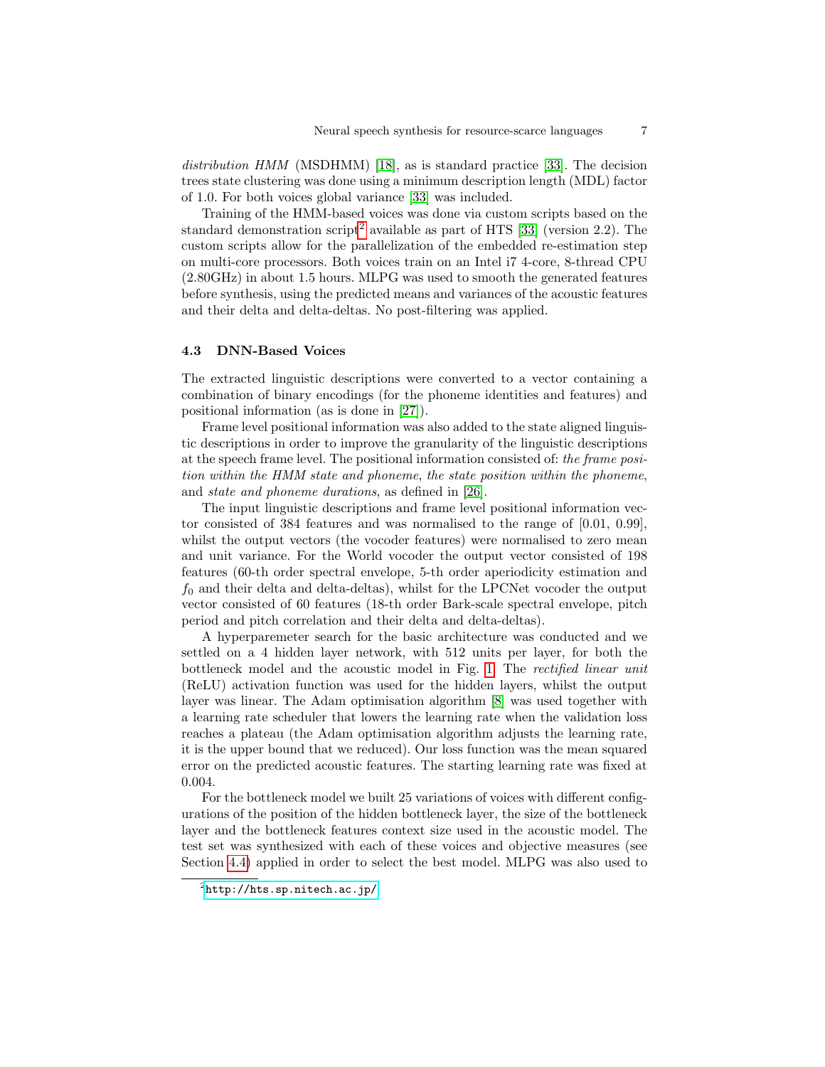*distribution HMM* (MSDHMM) [18], as is standard practice [33]. The decision trees state clustering was done using a minimum description length (MDL) factor of 1.0. For both voices global variance [33] was included.

Training of the HMM-based voices was done via custom scripts based on the standard demonstration script[2] available as part of HTS [33] (version 2.2). The custom scripts allow for the parallelization of the embedded re-estimation step on multi-core processors. Both voices train on an Intel i7 4-core, 8-thread CPU (2.80GHz) in about 1.5 hours. MLPG was used to smooth the generated features before synthesis, using the predicted means and variances of the acoustic features and their delta and delta-deltas. No post-filtering was applied.

### 4.3 DNN-Based Voices

The extracted linguistic descriptions were converted to a vector containing a combination of binary encodings (for the phoneme identities and features) and positional information (as is done in [27]).

Frame level positional information was also added to the state aligned linguistic descriptions in order to improve the granularity of the linguistic descriptions at the speech frame level. The positional information consisted of: *the frame position within the HMM state and phoneme*, *the state position within the phoneme*, and *state and phoneme durations*, as defined in [26].

The input linguistic descriptions and frame level positional information vector consisted of 384 features and was normalised to the range of [0.01, 0.99], whilst the output vectors (the vocoder features) were normalised to zero mean and unit variance. For the World vocoder the output vector consisted of 198 features (60-th order spectral envelope, 5-th order aperiodicity estimation and $f_0$ and their delta and delta-deltas), whilst for the LPCNet vocoder the output vector consisted of 60 features (18-th order Bark-scale spectral envelope, pitch period and pitch correlation and their delta and delta-deltas).

A hyperparemeter search for the basic architecture was conducted and we settled on a 4 hidden layer network, with 512 units per layer, for both the bottleneck model and the acoustic model in Fig. 1. The *rectified linear unit* (ReLU) activation function was used for the hidden layers, whilst the output layer was linear. The Adam optimisation algorithm [8] was used together with a learning rate scheduler that lowers the learning rate when the validation loss reaches a plateau (the Adam optimisation algorithm adjusts the learning rate, it is the upper bound that we reduced). Our loss function was the mean squared error on the predicted acoustic features. The starting learning rate was fixed at 0.004.

For the bottleneck model we built 25 variations of voices with different configurations of the position of the hidden bottleneck layer, the size of the bottleneck layer and the bottleneck features context size used in the acoustic model. The test set was synthesized with each of these voices and objective measures (see Section 4.4) applied in order to select the best model. MLPG was also used to

[2] http://hts.sp.nitech.ac.jp/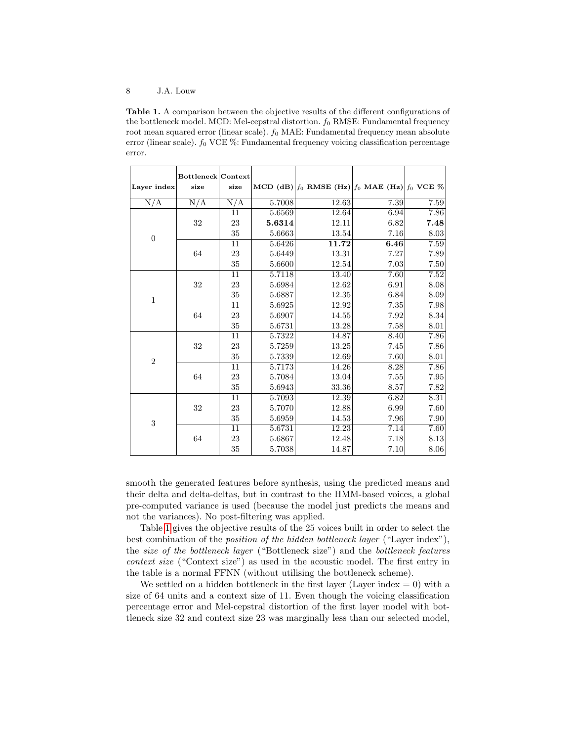**Table 1.** A comparison between the objective results of the different configurations of the bottleneck model. MCD: Mel-cepstral distortion. $f_0$ RMSE: Fundamental frequency root mean squared error (linear scale). $f_0$ MAE: Fundamental frequency mean absolute error (linear scale). $f_0$ VCE %: Fundamental frequency voicing classification percentage error.

| Layer index | Bottleneck size | Context size | MCD (dB) | $f_0$ RMSE (Hz) | $f_0$ MAE (Hz) | $f_0$ VCE % |
|---|---|---|---|---|---|---|
| N/A | N/A | N/A | 5.7008 | 12.63 | 7.39 | 7.59 |
| 0 | 32 | 11 | 5.6569 | 12.64 | 6.94 | 7.86 |
| | | 23 | **5.6314** | 12.11 | 6.82 | **7.48** |
| | | 35 | 5.6663 | 13.54 | 7.16 | 8.03 |
| | 64 | 11 | 5.6426 | **11.72** | **6.46** | 7.59 |
| | | 23 | 5.6449 | 13.31 | 7.27 | 7.89 |
| | | 35 | 5.6600 | 12.54 | 7.03 | 7.50 |
| 1 | 32 | 11 | 5.7118 | 13.40 | 7.60 | 7.52 |
| | | 23 | 5.6984 | 12.62 | 6.91 | 8.08 |
| | | 35 | 5.6887 | 12.35 | 6.84 | 8.09 |
| | 64 | 11 | 5.6925 | 12.92 | 7.35 | 7.98 |
| | | 23 | 5.6907 | 14.55 | 7.92 | 8.34 |
| | | 35 | 5.6731 | 13.28 | 7.58 | 8.01 |
| 2 | 32 | 11 | 5.7322 | 14.87 | 8.40 | 7.86 |
| | | 23 | 5.7259 | 13.25 | 7.45 | 7.86 |
| | | 35 | 5.7339 | 12.69 | 7.60 | 8.01 |
| | 64 | 11 | 5.7173 | 14.26 | 8.28 | 7.86 |
| | | 23 | 5.7084 | 13.04 | 7.55 | 7.95 |
| | | 35 | 5.6943 | 33.36 | 8.57 | 7.82 |
| 3 | 32 | 11 | 5.7093 | 12.39 | 6.82 | 8.31 |
| | | 23 | 5.7070 | 12.88 | 6.99 | 7.60 |
| | | 35 | 5.6959 | 14.53 | 7.96 | 7.90 |
| | 64 | 11 | 5.6731 | 12.23 | 7.14 | 7.60 |
| | | 23 | 5.6867 | 12.48 | 7.18 | 8.13 |
| | | 35 | 5.7038 | 14.87 | 7.10 | 8.06 |

smooth the generated features before synthesis, using the predicted means and their delta and delta-deltas, but in contrast to the HMM-based voices, a global pre-computed variance is used (because the model just predicts the means and not the variances). No post-filtering was applied.

Table 1 gives the objective results of the 25 voices built in order to select the best combination of the *position of the hidden bottleneck layer* ("Layer index"), the *size of the bottleneck layer* ("Bottleneck size") and the *bottleneck features context size* ("Context size") as used in the acoustic model. The first entry in the table is a normal FFNN (without utilising the bottleneck scheme).

We settled on a hidden bottleneck in the first layer (Layer index = 0) with a size of 64 units and a context size of 11. Even though the voicing classification percentage error and Mel-cepstral distortion of the first layer model with bottleneck size 32 and context size 23 was marginally less than our selected model,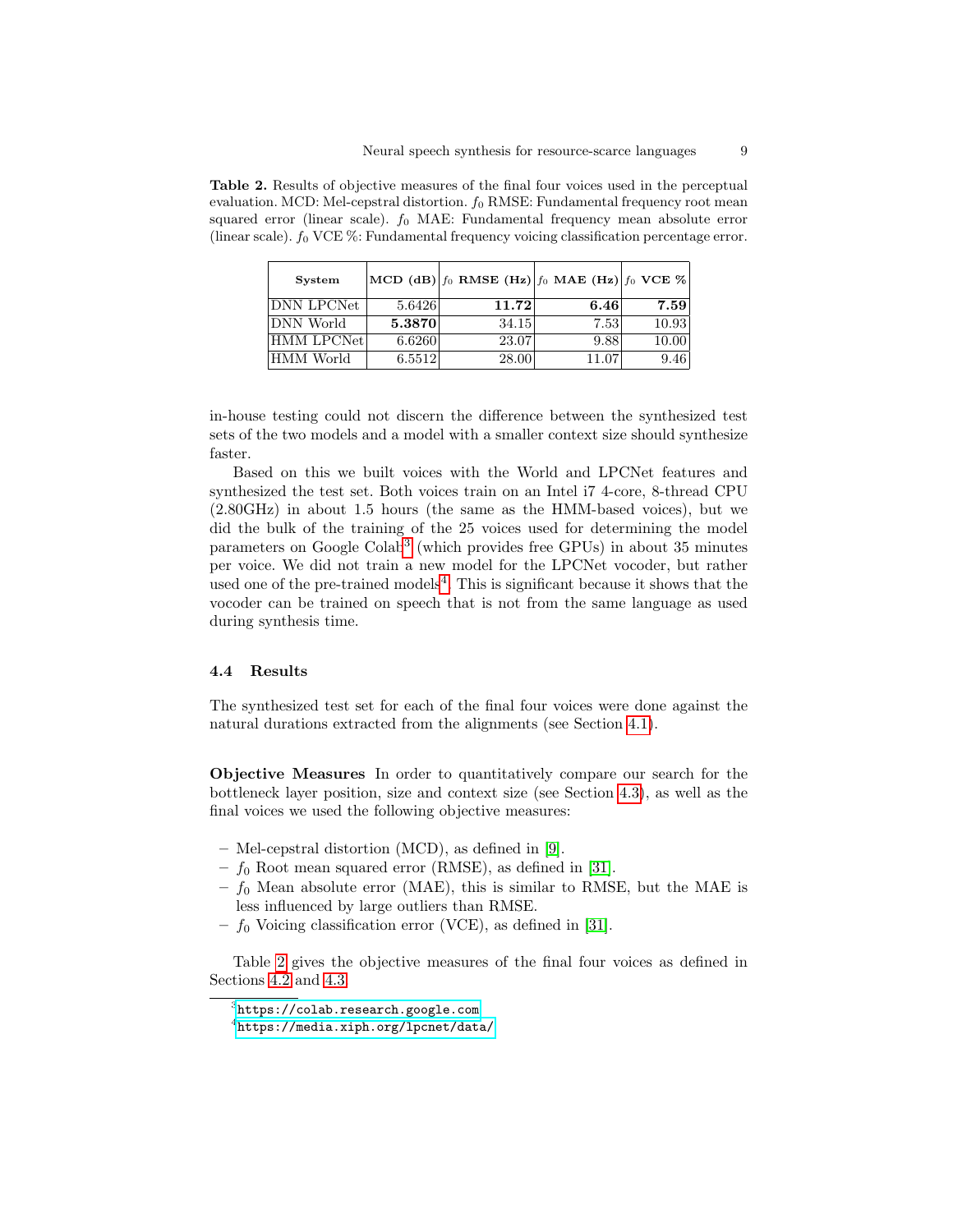**Table 2.** Results of objective measures of the final four voices used in the perceptual evaluation. MCD: Mel-cepstral distortion. $f_0$ RMSE: Fundamental frequency root mean squared error (linear scale). $f_0$ MAE: Fundamental frequency mean absolute error (linear scale). $f_0$ VCE %: Fundamental frequency voicing classification percentage error.

| System | MCD (dB) | $f_0$ RMSE (Hz) | $f_0$ MAE (Hz) | $f_0$ VCE % |
|---|---|---|---|---|
| DNN LPCNet | 5.6426 | **11.72** | **6.46** | **7.59** |
| DNN World | **5.3870** | 34.15 | 7.53 | 10.93 |
| HMM LPCNet | 6.6260 | 23.07 | 9.88 | 10.00 |
| HMM World | 6.5512 | 28.00 | 11.07 | 9.46 |

in-house testing could not discern the difference between the synthesized test sets of the two models and a model with a smaller context size should synthesize faster.

Based on this we built voices with the World and LPCNet features and synthesized the test set. Both voices train on an Intel i7 4-core, 8-thread CPU (2.80GHz) in about 1.5 hours (the same as the HMM-based voices), but we did the bulk of the training of the 25 voices used for determining the model parameters on Google Colab[3] (which provides free GPUs) in about 35 minutes per voice. We did not train a new model for the LPCNet vocoder, but rather used one of the pre-trained models[4]. This is significant because it shows that the vocoder can be trained on speech that is not from the same language as used during synthesis time.

### 4.4 Results

The synthesized test set for each of the final four voices were done against the natural durations extracted from the alignments (see Section 4.1).

**Objective Measures** In order to quantitatively compare our search for the bottleneck layer position, size and context size (see Section 4.3), as well as the final voices we used the following objective measures:

- Mel-cepstral distortion (MCD), as defined in [9].
- $f_0$ Root mean squared error (RMSE), as defined in [31].
- $f_0$ Mean absolute error (MAE), this is similar to RMSE, but the MAE is less influenced by large outliers than RMSE.
- $f_0$ Voicing classification error (VCE), as defined in [31].

Table 2 gives the objective measures of the final four voices as defined in Sections 4.2 and 4.3.

[3] https://colab.research.google.com

[4] https://media.xiph.org/lpcnet/data/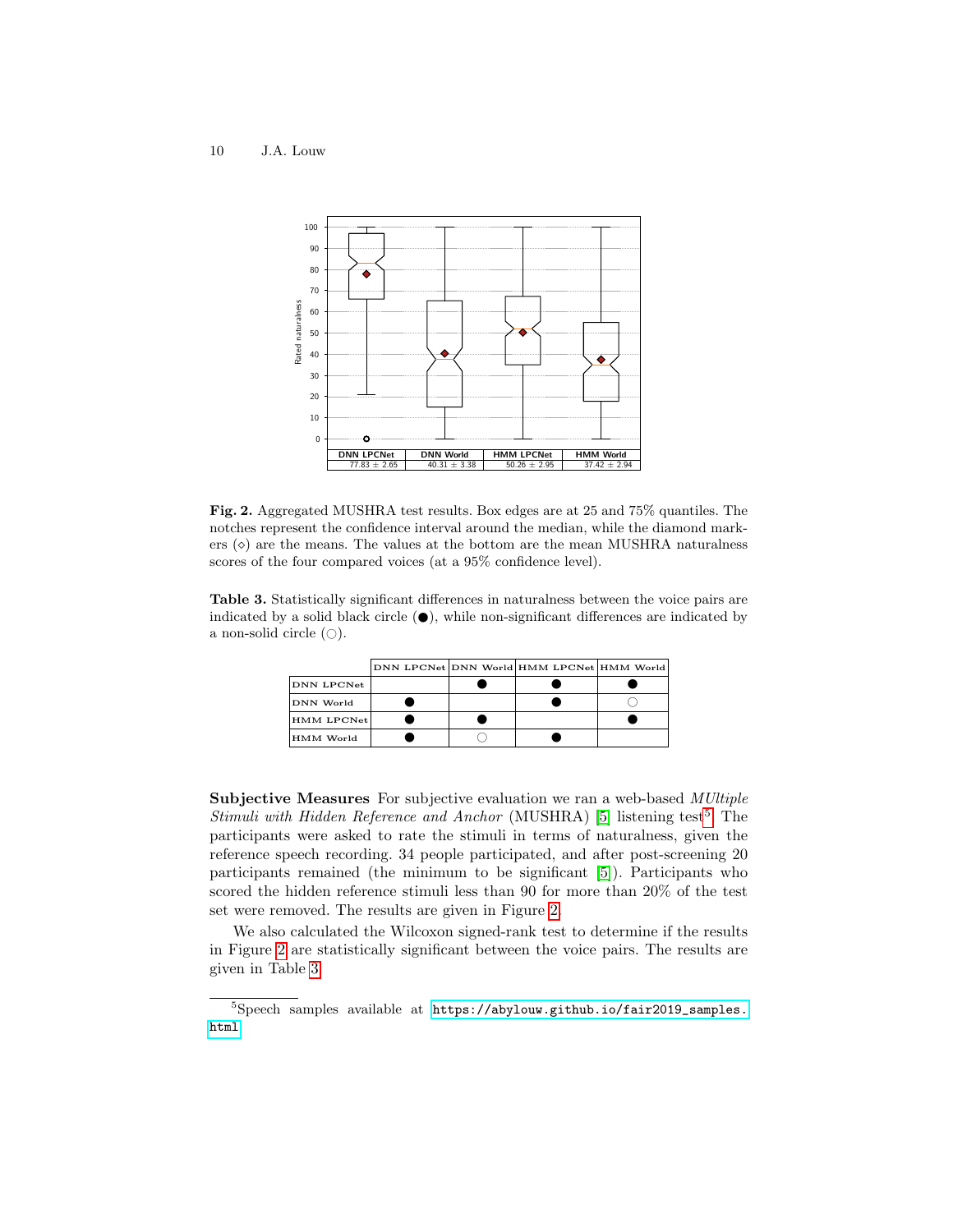**Fig. 2.** Aggregated MUSHRA test results. Box edges are at 25 and 75% quantiles. The notches represent the confidence interval around the median, while the diamond markers (⋄) are the means. The values at the bottom are the mean MUSHRA naturalness scores of the four compared voices (at a 95% confidence level).

**Table 3.** Statistically significant differences in naturalness between the voice pairs are indicated by a solid black circle (●), while non-significant differences are indicated by a non-solid circle (○).

| | DNN LPCNet | DNN World | HMM LPCNet | HMM World |
|---|---|---|---|---|
| DNN LPCNet | | ● | ● | ● |
| DNN World | ● | | ● | ○ |
| HMM LPCNet | ● | ● | | ● |
| HMM World | ● | ○ | ● | |

**Subjective Measures** For subjective evaluation we ran a web-based *MUltiple Stimuli with Hidden Reference and Anchor* (MUSHRA) [5] listening test[5]. The participants were asked to rate the stimuli in terms of naturalness, given the reference speech recording. 34 people participated, and after post-screening 20 participants remained (the minimum to be significant [5]). Participants who scored the hidden reference stimuli less than 90 for more than 20% of the test set were removed. The results are given in Figure 2.

We also calculated the Wilcoxon signed-rank test to determine if the results in Figure 2 are statistically significant between the voice pairs. The results are given in Table 3.

[5] Speech samples available at https://abylouw.github.io/fair2019_samples.html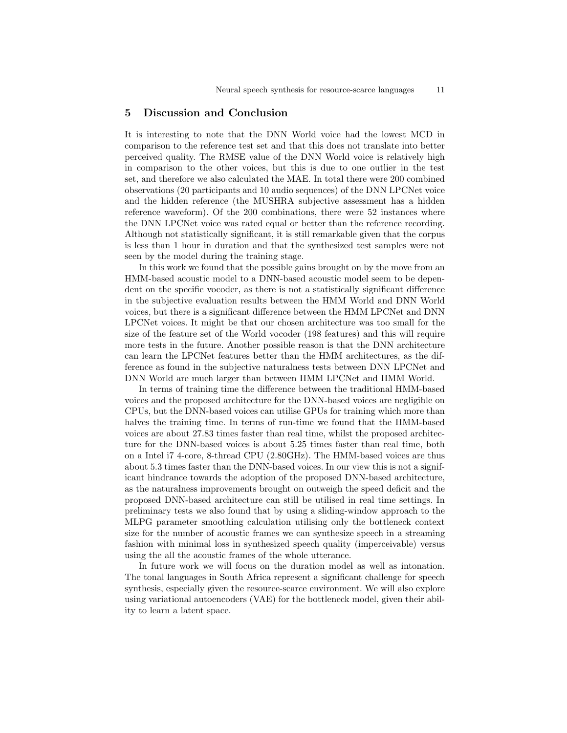## 5 Discussion and Conclusion

It is interesting to note that the DNN World voice had the lowest MCD in comparison to the reference test set and that this does not translate into better perceived quality. The RMSE value of the DNN World voice is relatively high in comparison to the other voices, but this is due to one outlier in the test set, and therefore we also calculated the MAE. In total there were 200 combined observations (20 participants and 10 audio sequences) of the DNN LPCNet voice and the hidden reference (the MUSHRA subjective assessment has a hidden reference waveform). Of the 200 combinations, there were 52 instances where the DNN LPCNet voice was rated equal or better than the reference recording. Although not statistically significant, it is still remarkable given that the corpus is less than 1 hour in duration and that the synthesized test samples were not seen by the model during the training stage.

In this work we found that the possible gains brought on by the move from an HMM-based acoustic model to a DNN-based acoustic model seem to be dependent on the specific vocoder, as there is not a statistically significant difference in the subjective evaluation results between the HMM World and DNN World voices, but there is a significant difference between the HMM LPCNet and DNN LPCNet voices. It might be that our chosen architecture was too small for the size of the feature set of the World vocoder (198 features) and this will require more tests in the future. Another possible reason is that the DNN architecture can learn the LPCNet features better than the HMM architectures, as the difference as found in the subjective naturalness tests between DNN LPCNet and DNN World are much larger than between HMM LPCNet and HMM World.

In terms of training time the difference between the traditional HMM-based voices and the proposed architecture for the DNN-based voices are negligible on CPUs, but the DNN-based voices can utilise GPUs for training which more than halves the training time. In terms of run-time we found that the HMM-based voices are about 27.83 times faster than real time, whilst the proposed architecture for the DNN-based voices is about 5.25 times faster than real time, both on a Intel i7 4-core, 8-thread CPU (2.80GHz). The HMM-based voices are thus about 5.3 times faster than the DNN-based voices. In our view this is not a significant hindrance towards the adoption of the proposed DNN-based architecture, as the naturalness improvements brought on outweigh the speed deficit and the proposed DNN-based architecture can still be utilised in real time settings. In preliminary tests we also found that by using a sliding-window approach to the MLPG parameter smoothing calculation utilising only the bottleneck context size for the number of acoustic frames we can synthesize speech in a streaming fashion with minimal loss in synthesized speech quality (imperceivable) versus using the all the acoustic frames of the whole utterance.

In future work we will focus on the duration model as well as intonation. The tonal languages in South Africa represent a significant challenge for speech synthesis, especially given the resource-scarce environment. We will also explore using variational autoencoders (VAE) for the bottleneck model, given their ability to learn a latent space.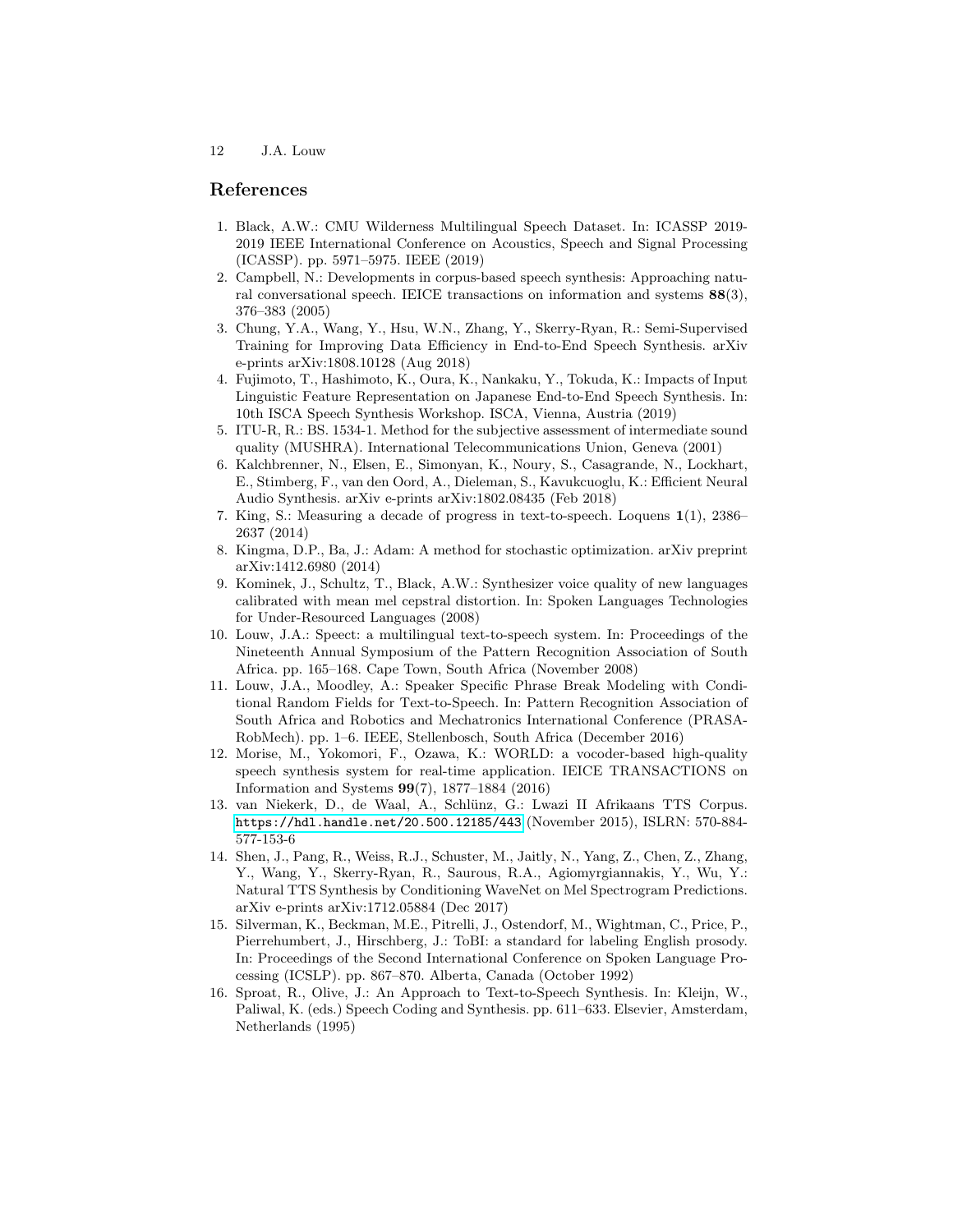## References

1. Black, A.W.: CMU Wilderness Multilingual Speech Dataset. In: ICASSP 2019-2019 IEEE International Conference on Acoustics, Speech and Signal Processing (ICASSP). pp. 5971–5975. IEEE (2019)
2. Campbell, N.: Developments in corpus-based speech synthesis: Approaching natural conversational speech. IEICE transactions on information and systems **88**(3), 376–383 (2005)
3. Chung, Y.A., Wang, Y., Hsu, W.N., Zhang, Y., Skerry-Ryan, R.: Semi-Supervised Training for Improving Data Efficiency in End-to-End Speech Synthesis. arXiv e-prints arXiv:1808.10128 (Aug 2018)
4. Fujimoto, T., Hashimoto, K., Oura, K., Nankaku, Y., Tokuda, K.: Impacts of Input Linguistic Feature Representation on Japanese End-to-End Speech Synthesis. In: 10th ISCA Speech Synthesis Workshop. ISCA, Vienna, Austria (2019)
5. ITU-R, R.: BS. 1534-1. Method for the subjective assessment of intermediate sound quality (MUSHRA). International Telecommunications Union, Geneva (2001)
6. Kalchbrenner, N., Elsen, E., Simonyan, K., Noury, S., Casagrande, N., Lockhart, E., Stimberg, F., van den Oord, A., Dieleman, S., Kavukcuoglu, K.: Efficient Neural Audio Synthesis. arXiv e-prints arXiv:1802.08435 (Feb 2018)
7. King, S.: Measuring a decade of progress in text-to-speech. Loquens **1**(1), 2386–2637 (2014)
8. Kingma, D.P., Ba, J.: Adam: A method for stochastic optimization. arXiv preprint arXiv:1412.6980 (2014)
9. Kominek, J., Schultz, T., Black, A.W.: Synthesizer voice quality of new languages calibrated with mean mel cepstral distortion. In: Spoken Languages Technologies for Under-Resourced Languages (2008)
10. Louw, J.A.: Speect: a multilingual text-to-speech system. In: Proceedings of the Nineteenth Annual Symposium of the Pattern Recognition Association of South Africa. pp. 165–168. Cape Town, South Africa (November 2008)
11. Louw, J.A., Moodley, A.: Speaker Specific Phrase Break Modeling with Conditional Random Fields for Text-to-Speech. In: Pattern Recognition Association of South Africa and Robotics and Mechatronics International Conference (PRASA-RobMech). pp. 1–6. IEEE, Stellenbosch, South Africa (December 2016)
12. Morise, M., Yokomori, F., Ozawa, K.: WORLD: a vocoder-based high-quality speech synthesis system for real-time application. IEICE TRANSACTIONS on Information and Systems **99**(7), 1877–1884 (2016)
13. van Niekerk, D., de Waal, A., Schlünz, G.: Lwazi II Afrikaans TTS Corpus. https://hdl.handle.net/20.500.12185/443 (November 2015), ISLRN: 570-884-577-153-6
14. Shen, J., Pang, R., Weiss, R.J., Schuster, M., Jaitly, N., Yang, Z., Chen, Z., Zhang, Y., Wang, Y., Skerry-Ryan, R., Saurous, R.A., Agiomyrgiannakis, Y., Wu, Y.: Natural TTS Synthesis by Conditioning WaveNet on Mel Spectrogram Predictions. arXiv e-prints arXiv:1712.05884 (Dec 2017)
15. Silverman, K., Beckman, M.E., Pitrelli, J., Ostendorf, M., Wightman, C., Price, P., Pierrehumbert, J., Hirschberg, J.: ToBI: a standard for labeling English prosody. In: Proceedings of the Second International Conference on Spoken Language Processing (ICSLP). pp. 867–870. Alberta, Canada (October 1992)
16. Sproat, R., Olive, J.: An Approach to Text-to-Speech Synthesis. In: Kleijn, W., Paliwal, K. (eds.) Speech Coding and Synthesis. pp. 611–633. Elsevier, Amsterdam, Netherlands (1995)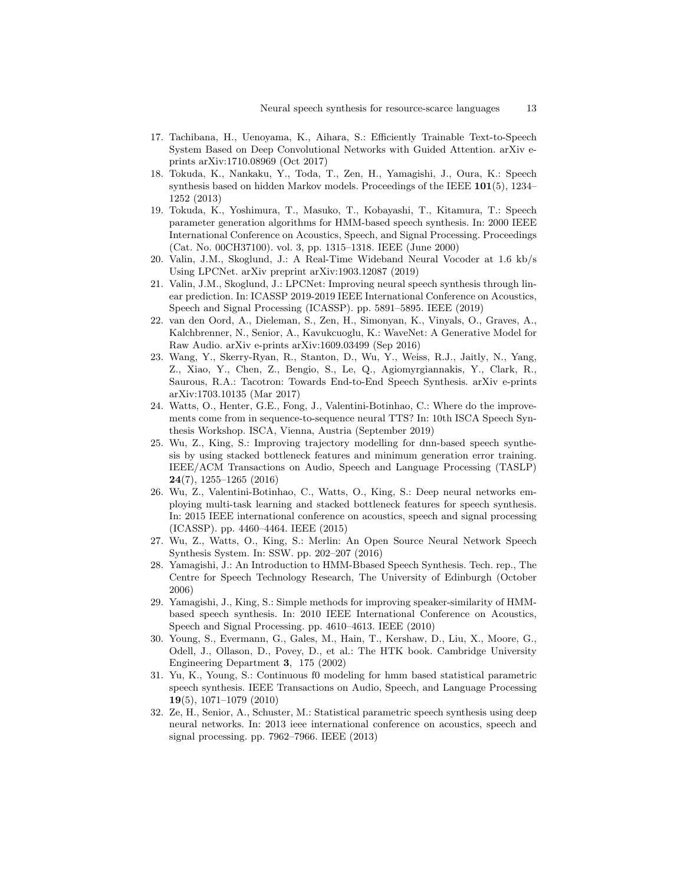17. Tachibana, H., Uenoyama, K., Aihara, S.: Efficiently Trainable Text-to-Speech System Based on Deep Convolutional Networks with Guided Attention. arXiv e-prints arXiv:1710.08969 (Oct 2017)
18. Tokuda, K., Nankaku, Y., Toda, T., Zen, H., Yamagishi, J., Oura, K.: Speech synthesis based on hidden Markov models. Proceedings of the IEEE **101**(5), 1234–1252 (2013)
19. Tokuda, K., Yoshimura, T., Masuko, T., Kobayashi, T., Kitamura, T.: Speech parameter generation algorithms for HMM-based speech synthesis. In: 2000 IEEE International Conference on Acoustics, Speech, and Signal Processing. Proceedings (Cat. No. 00CH37100). vol. 3, pp. 1315–1318. IEEE (June 2000)
20. Valin, J.M., Skoglund, J.: A Real-Time Wideband Neural Vocoder at 1.6 kb/s Using LPCNet. arXiv preprint arXiv:1903.12087 (2019)
21. Valin, J.M., Skoglund, J.: LPCNet: Improving neural speech synthesis through linear prediction. In: ICASSP 2019-2019 IEEE International Conference on Acoustics, Speech and Signal Processing (ICASSP). pp. 5891–5895. IEEE (2019)
22. van den Oord, A., Dieleman, S., Zen, H., Simonyan, K., Vinyals, O., Graves, A., Kalchbrenner, N., Senior, A., Kavukcuoglu, K.: WaveNet: A Generative Model for Raw Audio. arXiv e-prints arXiv:1609.03499 (Sep 2016)
23. Wang, Y., Skerry-Ryan, R., Stanton, D., Wu, Y., Weiss, R.J., Jaitly, N., Yang, Z., Xiao, Y., Chen, Z., Bengio, S., Le, Q., Agiomyrgiannakis, Y., Clark, R., Saurous, R.A.: Tacotron: Towards End-to-End Speech Synthesis. arXiv e-prints arXiv:1703.10135 (Mar 2017)
24. Watts, O., Henter, G.E., Fong, J., Valentini-Botinhao, C.: Where do the improvements come from in sequence-to-sequence neural TTS? In: 10th ISCA Speech Synthesis Workshop. ISCA, Vienna, Austria (September 2019)
25. Wu, Z., King, S.: Improving trajectory modelling for dnn-based speech synthesis by using stacked bottleneck features and minimum generation error training. IEEE/ACM Transactions on Audio, Speech and Language Processing (TASLP) **24**(7), 1255–1265 (2016)
26. Wu, Z., Valentini-Botinhao, C., Watts, O., King, S.: Deep neural networks employing multi-task learning and stacked bottleneck features for speech synthesis. In: 2015 IEEE international conference on acoustics, speech and signal processing (ICASSP). pp. 4460–4464. IEEE (2015)
27. Wu, Z., Watts, O., King, S.: Merlin: An Open Source Neural Network Speech Synthesis System. In: SSW. pp. 202–207 (2016)
28. Yamagishi, J.: An Introduction to HMM-Bbased Speech Synthesis. Tech. rep., The Centre for Speech Technology Research, The University of Edinburgh (October 2006)
29. Yamagishi, J., King, S.: Simple methods for improving speaker-similarity of HMM-based speech synthesis. In: 2010 IEEE International Conference on Acoustics, Speech and Signal Processing. pp. 4610–4613. IEEE (2010)
30. Young, S., Evermann, G., Gales, M., Hain, T., Kershaw, D., Liu, X., Moore, G., Odell, J., Ollason, D., Povey, D., et al.: The HTK book. Cambridge University Engineering Department **3**, 175 (2002)
31. Yu, K., Young, S.: Continuous f0 modeling for hmm based statistical parametric speech synthesis. IEEE Transactions on Audio, Speech, and Language Processing **19**(5), 1071–1079 (2010)
32. Ze, H., Senior, A., Schuster, M.: Statistical parametric speech synthesis using deep neural networks. In: 2013 ieee international conference on acoustics, speech and signal processing. pp. 7962–7966. IEEE (2013)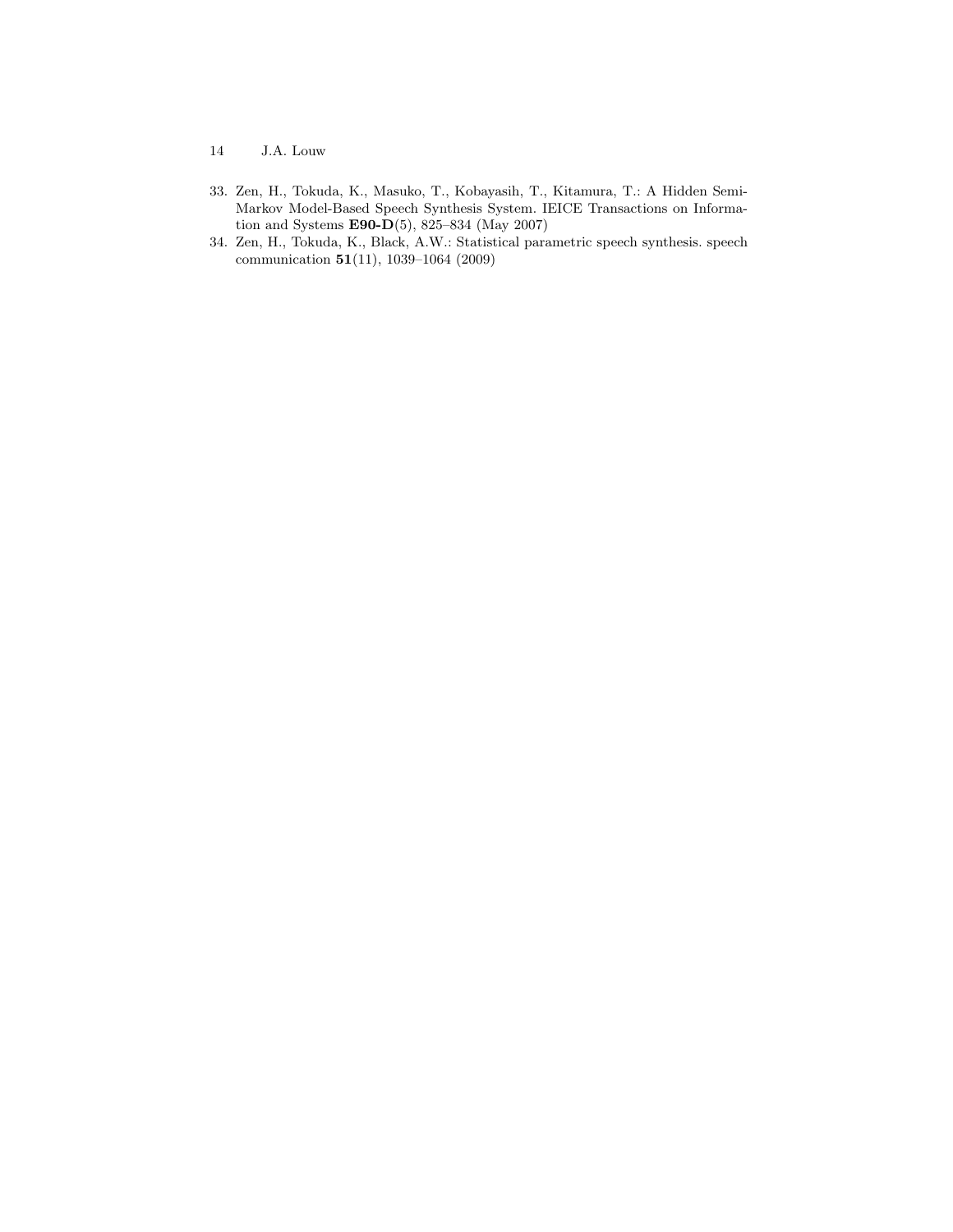33. Zen, H., Tokuda, K., Masuko, T., Kobayasih, T., Kitamura, T.: A Hidden Semi-Markov Model-Based Speech Synthesis System. IEICE Transactions on Information and Systems **E90-D**(5), 825–834 (May 2007)
34. Zen, H., Tokuda, K., Black, A.W.: Statistical parametric speech synthesis. speech communication **51**(11), 1039–1064 (2009)